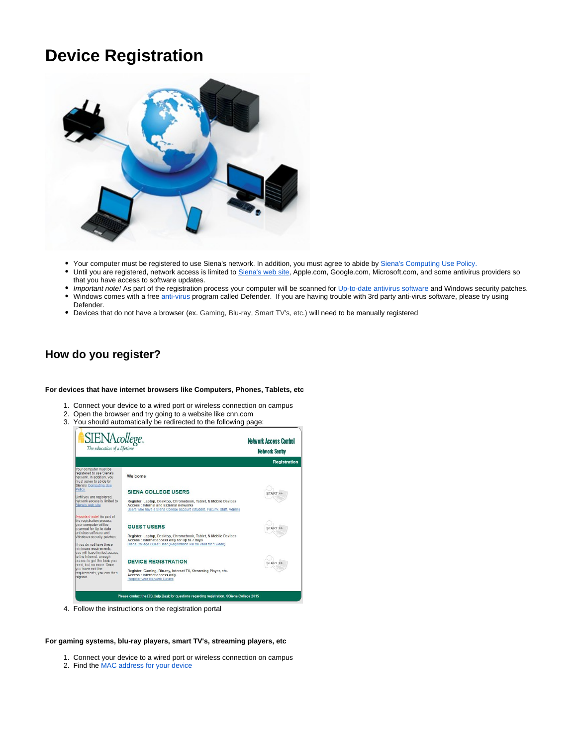# Device Registration

- Your computer must be registered to use Siena's network. In addition, you must agree to abide by Siena's Computing Use Policy.
- Until you are registered, network access is limited to Siena's web site, Apple.com, Google.com, Microsoft.com, and some antivirus providers so that you have access to software updates.
- *Important note!* As part of the registration process your computer will be scanned for Up-to-date antivirus software and Windows security patches.
- Windows comes with a free anti-virus program called Defender. If you are having trouble with 3rd party anti-virus software, please try using Defender.
- Devices that do not have a browser (ex. Gaming, Blu-ray, Smart TV's, etc.) will need to be manually registered

## How do you register?

**For devices that have internet browsers like Computers, Phones, Tablets, etc**

1. Connect your device to a wired port or wireless connection on campus
2. Open the browser and try going to a website like cnn.com
3. You should automatically be redirected to the following page:
4. Follow the instructions on the registration portal

**For gaming systems, blu-ray players, smart TV's, streaming players, etc**

1. Connect your device to a wired port or wireless connection on campus
2. Find the MAC address for your device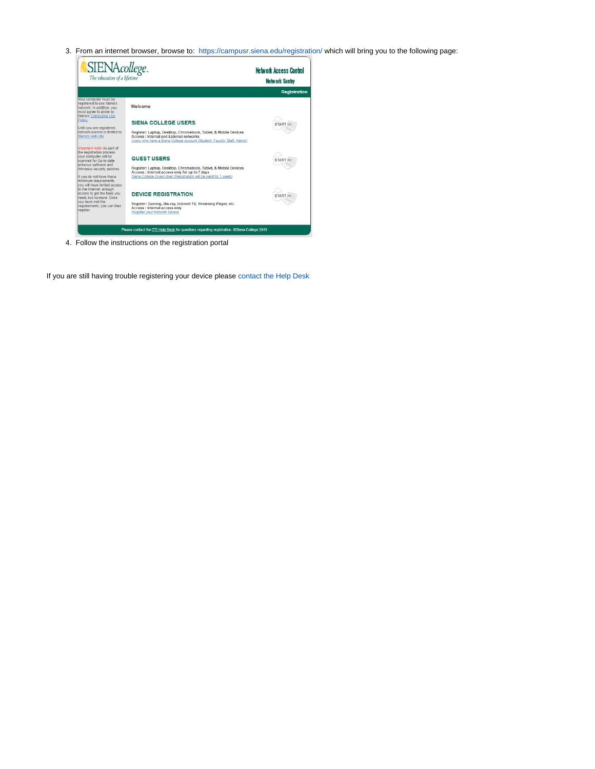3. From an internet browser, browse to: https://campusr.siena.edu/registration/ which will bring you to the following page:

4. Follow the instructions on the registration portal

If you are still having trouble registering your device please contact the Help Desk